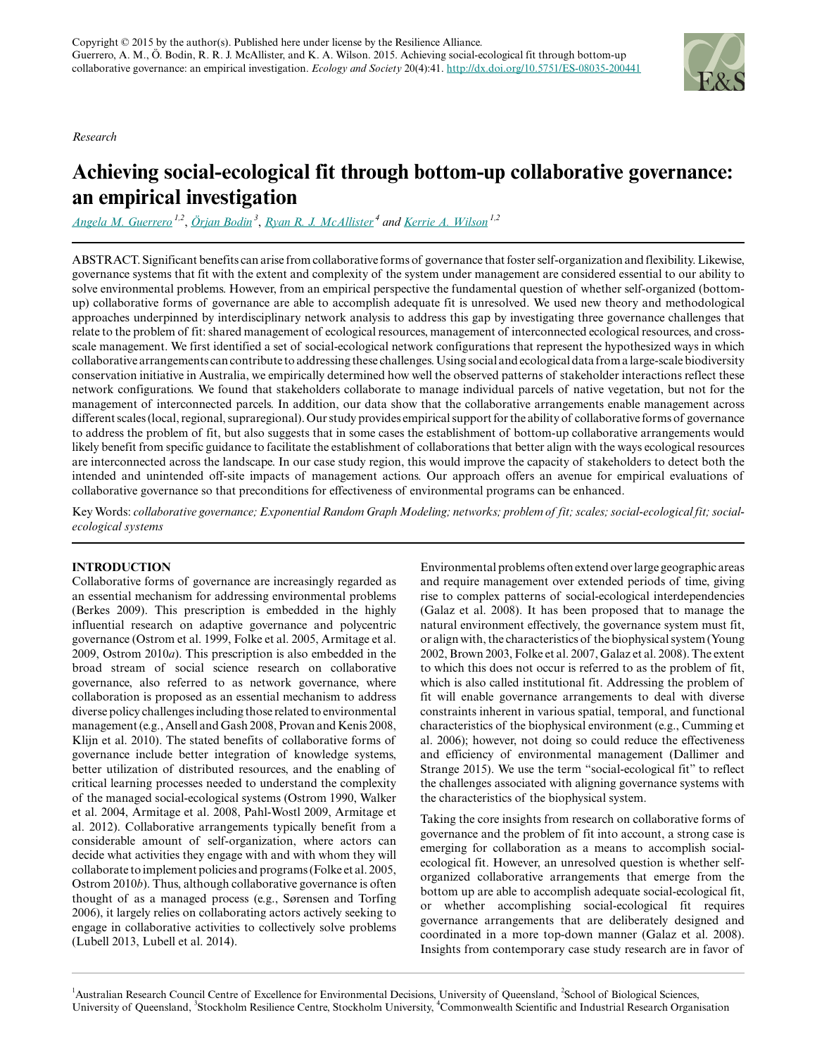Copyright © 2015 by the author(s). Published here under license by the Resilience Alliance.
Guerrero, A. M., Ö. Bodin, R. R. J. McAllister, and K. A. Wilson. 2015. Achieving social-ecological fit through bottom-up collaborative governance: an empirical investigation. *Ecology and Society* 20(4):41. http://dx.doi.org/10.5751/ES-08035-200441

*Research*

# Achieving social-ecological fit through bottom-up collaborative governance: an empirical investigation

*Angela M. Guerrero* [1,2], *Örjan Bodin* [3], *Ryan R. J. McAllister* [4] and *Kerrie A. Wilson* [1,2]

ABSTRACT. Significant benefits can arise from collaborative forms of governance that foster self-organization and flexibility. Likewise, governance systems that fit with the extent and complexity of the system under management are considered essential to our ability to solve environmental problems. However, from an empirical perspective the fundamental question of whether self-organized (bottom-up) collaborative forms of governance are able to accomplish adequate fit is unresolved. We used new theory and methodological approaches underpinned by interdisciplinary network analysis to address this gap by investigating three governance challenges that relate to the problem of fit: shared management of ecological resources, management of interconnected ecological resources, and cross-scale management. We first identified a set of social-ecological network configurations that represent the hypothesized ways in which collaborative arrangements can contribute to addressing these challenges. Using social and ecological data from a large-scale biodiversity conservation initiative in Australia, we empirically determined how well the observed patterns of stakeholder interactions reflect these network configurations. We found that stakeholders collaborate to manage individual parcels of native vegetation, but not for the management of interconnected parcels. In addition, our data show that the collaborative arrangements enable management across different scales (local, regional, supraregional). Our study provides empirical support for the ability of collaborative forms of governance to address the problem of fit, but also suggests that in some cases the establishment of bottom-up collaborative arrangements would likely benefit from specific guidance to facilitate the establishment of collaborations that better align with the ways ecological resources are interconnected across the landscape. In our case study region, this would improve the capacity of stakeholders to detect both the intended and unintended off-site impacts of management actions. Our approach offers an avenue for empirical evaluations of collaborative governance so that preconditions for effectiveness of environmental programs can be enhanced.

Key Words: *collaborative governance; Exponential Random Graph Modeling; networks; problem of fit; scales; social-ecological fit; social-ecological systems*

## INTRODUCTION

Collaborative forms of governance are increasingly regarded as an essential mechanism for addressing environmental problems (Berkes 2009). This prescription is embedded in the highly influential research on adaptive governance and polycentric governance (Ostrom et al. 1999, Folke et al. 2005, Armitage et al. 2009, Ostrom 2010*a*). This prescription is also embedded in the broad stream of social science research on collaborative governance, also referred to as network governance, where collaboration is proposed as an essential mechanism to address diverse policy challenges including those related to environmental management (e.g., Ansell and Gash 2008, Provan and Kenis 2008, Klijn et al. 2010). The stated benefits of collaborative forms of governance include better integration of knowledge systems, better utilization of distributed resources, and the enabling of critical learning processes needed to understand the complexity of the managed social-ecological systems (Ostrom 1990, Walker et al. 2004, Armitage et al. 2008, Pahl-Wostl 2009, Armitage et al. 2012). Collaborative arrangements typically benefit from a considerable amount of self-organization, where actors can decide what activities they engage with and with whom they will collaborate to implement policies and programs (Folke et al. 2005, Ostrom 2010*b*). Thus, although collaborative governance is often thought of as a managed process (e.g., Sørensen and Torfing 2006), it largely relies on collaborating actors actively seeking to engage in collaborative activities to collectively solve problems (Lubell 2013, Lubell et al. 2014).

Environmental problems often extend over large geographic areas and require management over extended periods of time, giving rise to complex patterns of social-ecological interdependencies (Galaz et al. 2008). It has been proposed that to manage the natural environment effectively, the governance system must fit, or align with, the characteristics of the biophysical system (Young 2002, Brown 2003, Folke et al. 2007, Galaz et al. 2008). The extent to which this does not occur is referred to as the problem of fit, which is also called institutional fit. Addressing the problem of fit will enable governance arrangements to deal with diverse constraints inherent in various spatial, temporal, and functional characteristics of the biophysical environment (e.g., Cumming et al. 2006); however, not doing so could reduce the effectiveness and efficiency of environmental management (Dallimer and Strange 2015). We use the term "social-ecological fit" to reflect the challenges associated with aligning governance systems with the characteristics of the biophysical system.

Taking the core insights from research on collaborative forms of governance and the problem of fit into account, a strong case is emerging for collaboration as a means to accomplish social-ecological fit. However, an unresolved question is whether self-organized collaborative arrangements that emerge from the bottom up are able to accomplish adequate social-ecological fit, or whether accomplishing social-ecological fit requires governance arrangements that are deliberately designed and coordinated in a more top-down manner (Galaz et al. 2008). Insights from contemporary case study research are in favor of

[1] Australian Research Council Centre of Excellence for Environmental Decisions, University of Queensland, [2] School of Biological Sciences, University of Queensland, [3] Stockholm Resilience Centre, Stockholm University, [4] Commonwealth Scientific and Industrial Research Organisation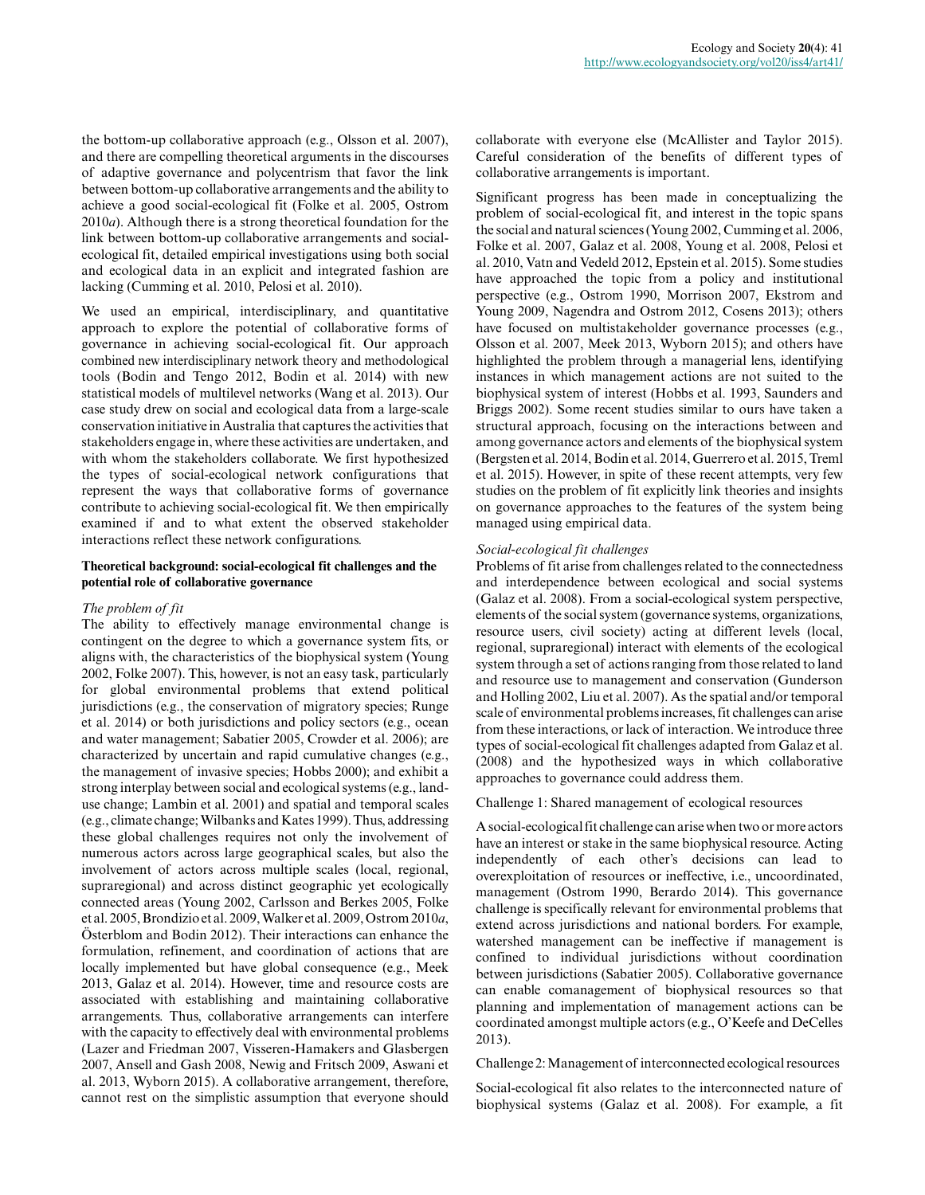the bottom-up collaborative approach (e.g., Olsson et al. 2007), and there are compelling theoretical arguments in the discourses of adaptive governance and polycentrism that favor the link between bottom-up collaborative arrangements and the ability to achieve a good social-ecological fit (Folke et al. 2005, Ostrom 2010*a*). Although there is a strong theoretical foundation for the link between bottom-up collaborative arrangements and social-ecological fit, detailed empirical investigations using both social and ecological data in an explicit and integrated fashion are lacking (Cumming et al. 2010, Pelosi et al. 2010).

We used an empirical, interdisciplinary, and quantitative approach to explore the potential of collaborative forms of governance in achieving social-ecological fit. Our approach combined new interdisciplinary network theory and methodological tools (Bodin and Tengo 2012, Bodin et al. 2014) with new statistical models of multilevel networks (Wang et al. 2013). Our case study drew on social and ecological data from a large-scale conservation initiative in Australia that captures the activities that stakeholders engage in, where these activities are undertaken, and with whom the stakeholders collaborate. We first hypothesized the types of social-ecological network configurations that represent the ways that collaborative forms of governance contribute to achieving social-ecological fit. We then empirically examined if and to what extent the observed stakeholder interactions reflect these network configurations.

## Theoretical background: social-ecological fit challenges and the potential role of collaborative governance

### *The problem of fit*

The ability to effectively manage environmental change is contingent on the degree to which a governance system fits, or aligns with, the characteristics of the biophysical system (Young 2002, Folke 2007). This, however, is not an easy task, particularly for global environmental problems that extend political jurisdictions (e.g., the conservation of migratory species; Runge et al. 2014) or both jurisdictions and policy sectors (e.g., ocean and water management; Sabatier 2005, Crowder et al. 2006); are characterized by uncertain and rapid cumulative changes (e.g., the management of invasive species; Hobbs 2000); and exhibit a strong interplay between social and ecological systems (e.g., land-use change; Lambin et al. 2001) and spatial and temporal scales (e.g., climate change; Wilbanks and Kates 1999). Thus, addressing these global challenges requires not only the involvement of numerous actors across large geographical scales, but also the involvement of actors across multiple scales (local, regional, supraregional) and across distinct geographic yet ecologically connected areas (Young 2002, Carlsson and Berkes 2005, Folke et al. 2005, Brondizio et al. 2009, Walker et al. 2009, Ostrom 2010*a*, Österblom and Bodin 2012). Their interactions can enhance the formulation, refinement, and coordination of actions that are locally implemented but have global consequence (e.g., Meek 2013, Galaz et al. 2014). However, time and resource costs are associated with establishing and maintaining collaborative arrangements. Thus, collaborative arrangements can interfere with the capacity to effectively deal with environmental problems (Lazer and Friedman 2007, Visseren-Hamakers and Glasbergen 2007, Ansell and Gash 2008, Newig and Fritsch 2009, Aswani et al. 2013, Wyborn 2015). A collaborative arrangement, therefore, cannot rest on the simplistic assumption that everyone should collaborate with everyone else (McAllister and Taylor 2015). Careful consideration of the benefits of different types of collaborative arrangements is important.

Significant progress has been made in conceptualizing the problem of social-ecological fit, and interest in the topic spans the social and natural sciences (Young 2002, Cumming et al. 2006, Folke et al. 2007, Galaz et al. 2008, Young et al. 2008, Pelosi et al. 2010, Vatn and Vedeld 2012, Epstein et al. 2015). Some studies have approached the topic from a policy and institutional perspective (e.g., Ostrom 1990, Morrison 2007, Ekstrom and Young 2009, Nagendra and Ostrom 2012, Cosens 2013); others have focused on multistakeholder governance processes (e.g., Olsson et al. 2007, Meek 2013, Wyborn 2015); and others have highlighted the problem through a managerial lens, identifying instances in which management actions are not suited to the biophysical system of interest (Hobbs et al. 1993, Saunders and Briggs 2002). Some recent studies similar to ours have taken a structural approach, focusing on the interactions between and among governance actors and elements of the biophysical system (Bergsten et al. 2014, Bodin et al. 2014, Guerrero et al. 2015, Treml et al. 2015). However, in spite of these recent attempts, very few studies on the problem of fit explicitly link theories and insights on governance approaches to the features of the system being managed using empirical data.

### *Social-ecological fit challenges*

Problems of fit arise from challenges related to the connectedness and interdependence between ecological and social systems (Galaz et al. 2008). From a social-ecological system perspective, elements of the social system (governance systems, organizations, resource users, civil society) acting at different levels (local, regional, supraregional) interact with elements of the ecological system through a set of actions ranging from those related to land and resource use to management and conservation (Gunderson and Holling 2002, Liu et al. 2007). As the spatial and/or temporal scale of environmental problems increases, fit challenges can arise from these interactions, or lack of interaction. We introduce three types of social-ecological fit challenges adapted from Galaz et al. (2008) and the hypothesized ways in which collaborative approaches to governance could address them.

#### Challenge 1: Shared management of ecological resources

A social-ecological fit challenge can arise when two or more actors have an interest or stake in the same biophysical resource. Acting independently of each other's decisions can lead to overexploitation of resources or ineffective, i.e., uncoordinated, management (Ostrom 1990, Berardo 2014). This governance challenge is specifically relevant for environmental problems that extend across jurisdictions and national borders. For example, watershed management can be ineffective if management is confined to individual jurisdictions without coordination between jurisdictions (Sabatier 2005). Collaborative governance can enable comanagement of biophysical resources so that planning and implementation of management actions can be coordinated amongst multiple actors (e.g., O'Keefe and DeCelles 2013).

#### Challenge 2: Management of interconnected ecological resources

Social-ecological fit also relates to the interconnected nature of biophysical systems (Galaz et al. 2008). For example, a fit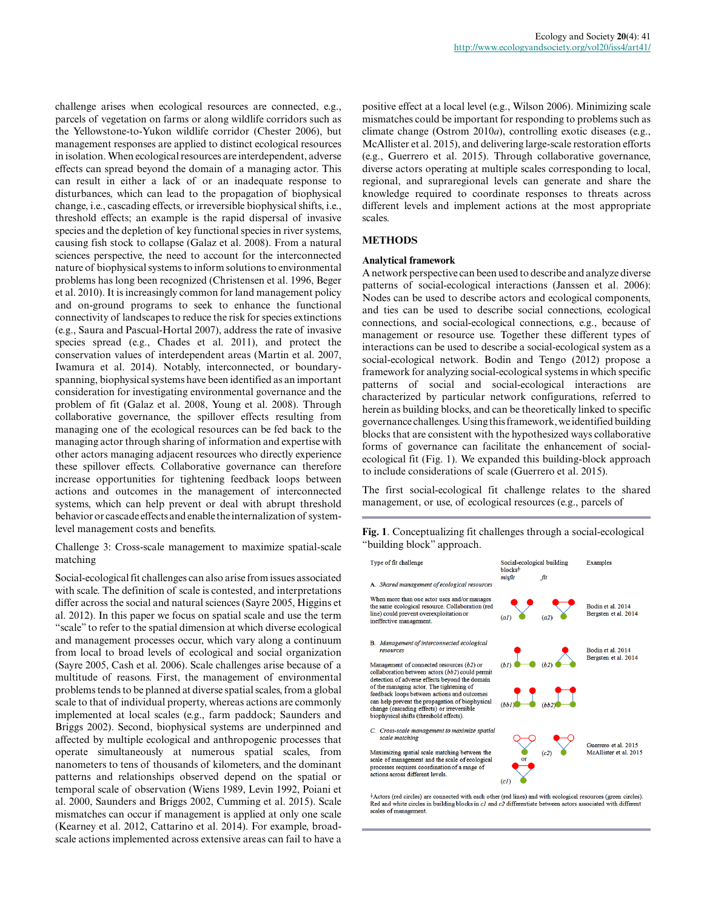challenge arises when ecological resources are connected, e.g., parcels of vegetation on farms or along wildlife corridors such as the Yellowstone-to-Yukon wildlife corridor (Chester 2006), but management responses are applied to distinct ecological resources in isolation. When ecological resources are interdependent, adverse effects can spread beyond the domain of a managing actor. This can result in either a lack of or an inadequate response to disturbances, which can lead to the propagation of biophysical change, i.e., cascading effects, or irreversible biophysical shifts, i.e., threshold effects; an example is the rapid dispersal of invasive species and the depletion of key functional species in river systems, causing fish stock to collapse (Galaz et al. 2008). From a natural sciences perspective, the need to account for the interconnected nature of biophysical systems to inform solutions to environmental problems has long been recognized (Christensen et al. 1996, Beger et al. 2010). It is increasingly common for land management policy and on-ground programs to seek to enhance the functional connectivity of landscapes to reduce the risk for species extinctions (e.g., Saura and Pascual-Hortal 2007), address the rate of invasive species spread (e.g., Chades et al. 2011), and protect the conservation values of interdependent areas (Martin et al. 2007, Iwamura et al. 2014). Notably, interconnected, or boundary-spanning, biophysical systems have been identified as an important consideration for investigating environmental governance and the problem of fit (Galaz et al. 2008, Young et al. 2008). Through collaborative governance, the spillover effects resulting from managing one of the ecological resources can be fed back to the managing actor through sharing of information and expertise with other actors managing adjacent resources who directly experience these spillover effects. Collaborative governance can therefore increase opportunities for tightening feedback loops between actions and outcomes in the management of interconnected systems, which can help prevent or deal with abrupt threshold behavior or cascade effects and enable the internalization of system-level management costs and benefits.

Challenge 3: Cross-scale management to maximize spatial-scale matching

Social-ecological fit challenges can also arise from issues associated with scale. The definition of scale is contested, and interpretations differ across the social and natural sciences (Sayre 2005, Higgins et al. 2012). In this paper we focus on spatial scale and use the term "scale" to refer to the spatial dimension at which diverse ecological and management processes occur, which vary along a continuum from local to broad levels of ecological and social organization (Sayre 2005, Cash et al. 2006). Scale challenges arise because of a multitude of reasons. First, the management of environmental problems tends to be planned at diverse spatial scales, from a global scale to that of individual property, whereas actions are commonly implemented at local scales (e.g., farm paddock; Saunders and Briggs 2002). Second, biophysical systems are underpinned and affected by multiple ecological and anthropogenic processes that operate simultaneously at numerous spatial scales, from nanometers to tens of thousands of kilometers, and the dominant patterns and relationships observed depend on the spatial or temporal scale of observation (Wiens 1989, Levin 1992, Poiani et al. 2000, Saunders and Briggs 2002, Cumming et al. 2015). Scale mismatches can occur if management is applied at only one scale (Kearney et al. 2012, Cattarino et al. 2014). For example, broad-scale actions implemented across extensive areas can fail to have a positive effect at a local level (e.g., Wilson 2006). Minimizing scale mismatches could be important for responding to problems such as climate change (Ostrom 2010*a*), controlling exotic diseases (e.g., McAllister et al. 2015), and delivering large-scale restoration efforts (e.g., Guerrero et al. 2015). Through collaborative governance, diverse actors operating at multiple scales corresponding to local, regional, and supraregional levels can generate and share the knowledge required to coordinate responses to threats across different levels and implement actions at the most appropriate scales.

## METHODS

### Analytical framework

A network perspective can been used to describe and analyze diverse patterns of social-ecological interactions (Janssen et al. 2006): Nodes can be used to describe actors and ecological components, and ties can be used to describe social connections, ecological connections, and social-ecological connections, e.g., because of management or resource use. Together these different types of interactions can be used to describe a social-ecological system as a social-ecological network. Bodin and Tengo (2012) propose a framework for analyzing social-ecological systems in which specific patterns of social and social-ecological interactions are characterized by particular network configurations, referred to herein as building blocks, and can be theoretically linked to specific governance challenges. Using this framework, we identified building blocks that are consistent with the hypothesized ways collaborative forms of governance can facilitate the enhancement of social-ecological fit (Fig. 1). We expanded this building-block approach to include considerations of scale (Guerrero et al. 2015).

The first social-ecological fit challenge relates to the shared management, or use, of ecological resources (e.g., parcels of

**Fig. 1**. Conceptualizing fit challenges through a social-ecological "building block" approach.

| Type of fit challenge | Social-ecological building blocks† misfit | fit | Examples |
|---|---|---|---|
| A. *Shared management of ecological resources* | | | |
| When more than one actor uses and/or manages the same ecological resource. Collaboration (red line) could prevent overexploitation or ineffective management. | (*a1*) | (*a2*) | Bodin et al. 2014; Bergsten et al. 2014 |
| B. *Management of interconnected ecological resources* | | | Bodin et al. 2014; Bergsten et al. 2014 |
| Management of connected resources (*b2*) or collaboration between actors (*bb2*) could permit detection of adverse effects beyond the domain of the managing actor. The tightening of feedback loops between actions and outcomes can help prevent the propagation of biophysical change (cascading effects) or irreversible biophysical shifts (threshold effects). | (*b1*); (*bb1*) | (*b2*); (*bb2*) | |
| C. *Cross-scale management to maximize spatial scale matching* | | | |
| Maximizing spatial scale matching between the scale of management and the scale of ecological processes requires coordination of a range of actions across different levels. | (*c1*) | (*c2*) | Guerrero et al. 2015; McAllister et al. 2015 |

†Actors (red circles) are connected with each other (red lines) and with ecological resources (green circles). Red and white circles in building blocks in *c1* and *c2* differentiate between actors associated with different scales of management.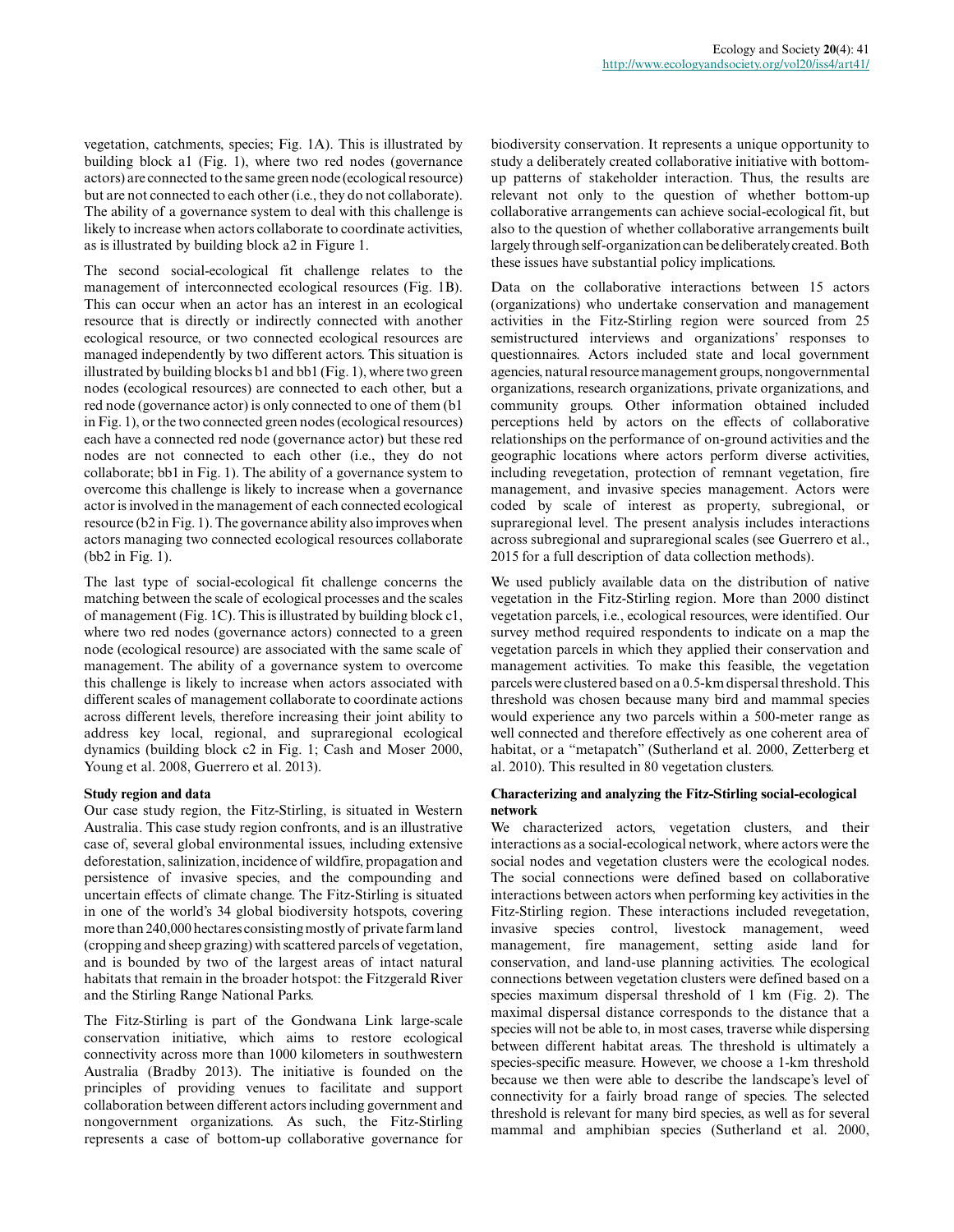vegetation, catchments, species; Fig. 1A). This is illustrated by building block a1 (Fig. 1), where two red nodes (governance actors) are connected to the same green node (ecological resource) but are not connected to each other (i.e., they do not collaborate). The ability of a governance system to deal with this challenge is likely to increase when actors collaborate to coordinate activities, as is illustrated by building block a2 in Figure 1.

The second social-ecological fit challenge relates to the management of interconnected ecological resources (Fig. 1B). This can occur when an actor has an interest in an ecological resource that is directly or indirectly connected with another ecological resource, or two connected ecological resources are managed independently by two different actors. This situation is illustrated by building blocks b1 and bb1 (Fig. 1), where two green nodes (ecological resources) are connected to each other, but a red node (governance actor) is only connected to one of them (b1 in Fig. 1), or the two connected green nodes (ecological resources) each have a connected red node (governance actor) but these red nodes are not connected to each other (i.e., they do not collaborate; bb1 in Fig. 1). The ability of a governance system to overcome this challenge is likely to increase when a governance actor is involved in the management of each connected ecological resource (b2 in Fig. 1). The governance ability also improves when actors managing two connected ecological resources collaborate (bb2 in Fig. 1).

The last type of social-ecological fit challenge concerns the matching between the scale of ecological processes and the scales of management (Fig. 1C). This is illustrated by building block c1, where two red nodes (governance actors) connected to a green node (ecological resource) are associated with the same scale of management. The ability of a governance system to overcome this challenge is likely to increase when actors associated with different scales of management collaborate to coordinate actions across different levels, therefore increasing their joint ability to address key local, regional, and supraregional ecological dynamics (building block c2 in Fig. 1; Cash and Moser 2000, Young et al. 2008, Guerrero et al. 2013).

### Study region and data

Our case study region, the Fitz-Stirling, is situated in Western Australia. This case study region confronts, and is an illustrative case of, several global environmental issues, including extensive deforestation, salinization, incidence of wildfire, propagation and persistence of invasive species, and the compounding and uncertain effects of climate change. The Fitz-Stirling is situated in one of the world's 34 global biodiversity hotspots, covering more than 240,000 hectares consisting mostly of private farm land (cropping and sheep grazing) with scattered parcels of vegetation, and is bounded by two of the largest areas of intact natural habitats that remain in the broader hotspot: the Fitzgerald River and the Stirling Range National Parks.

The Fitz-Stirling is part of the Gondwana Link large-scale conservation initiative, which aims to restore ecological connectivity across more than 1000 kilometers in southwestern Australia (Bradby 2013). The initiative is founded on the principles of providing venues to facilitate and support collaboration between different actors including government and nongovernment organizations. As such, the Fitz-Stirling represents a case of bottom-up collaborative governance for biodiversity conservation. It represents a unique opportunity to study a deliberately created collaborative initiative with bottom-up patterns of stakeholder interaction. Thus, the results are relevant not only to the question of whether bottom-up collaborative arrangements can achieve social-ecological fit, but also to the question of whether collaborative arrangements built largely through self-organization can be deliberately created. Both these issues have substantial policy implications.

Data on the collaborative interactions between 15 actors (organizations) who undertake conservation and management activities in the Fitz-Stirling region were sourced from 25 semistructured interviews and organizations' responses to questionnaires. Actors included state and local government agencies, natural resource management groups, nongovernmental organizations, research organizations, private organizations, and community groups. Other information obtained included perceptions held by actors on the effects of collaborative relationships on the performance of on-ground activities and the geographic locations where actors perform diverse activities, including revegetation, protection of remnant vegetation, fire management, and invasive species management. Actors were coded by scale of interest as property, subregional, or supraregional level. The present analysis includes interactions across subregional and supraregional scales (see Guerrero et al., 2015 for a full description of data collection methods).

We used publicly available data on the distribution of native vegetation in the Fitz-Stirling region. More than 2000 distinct vegetation parcels, i.e., ecological resources, were identified. Our survey method required respondents to indicate on a map the vegetation parcels in which they applied their conservation and management activities. To make this feasible, the vegetation parcels were clustered based on a 0.5-km dispersal threshold. This threshold was chosen because many bird and mammal species would experience any two parcels within a 500-meter range as well connected and therefore effectively as one coherent area of habitat, or a "metapatch" (Sutherland et al. 2000, Zetterberg et al. 2010). This resulted in 80 vegetation clusters.

### Characterizing and analyzing the Fitz-Stirling social-ecological network

We characterized actors, vegetation clusters, and their interactions as a social-ecological network, where actors were the social nodes and vegetation clusters were the ecological nodes. The social connections were defined based on collaborative interactions between actors when performing key activities in the Fitz-Stirling region. These interactions included revegetation, invasive species control, livestock management, weed management, fire management, setting aside land for conservation, and land-use planning activities. The ecological connections between vegetation clusters were defined based on a species maximum dispersal threshold of 1 km (Fig. 2). The maximal dispersal distance corresponds to the distance that a species will not be able to, in most cases, traverse while dispersing between different habitat areas. The threshold is ultimately a species-specific measure. However, we choose a 1-km threshold because we then were able to describe the landscape's level of connectivity for a fairly broad range of species. The selected threshold is relevant for many bird species, as well as for several mammal and amphibian species (Sutherland et al. 2000,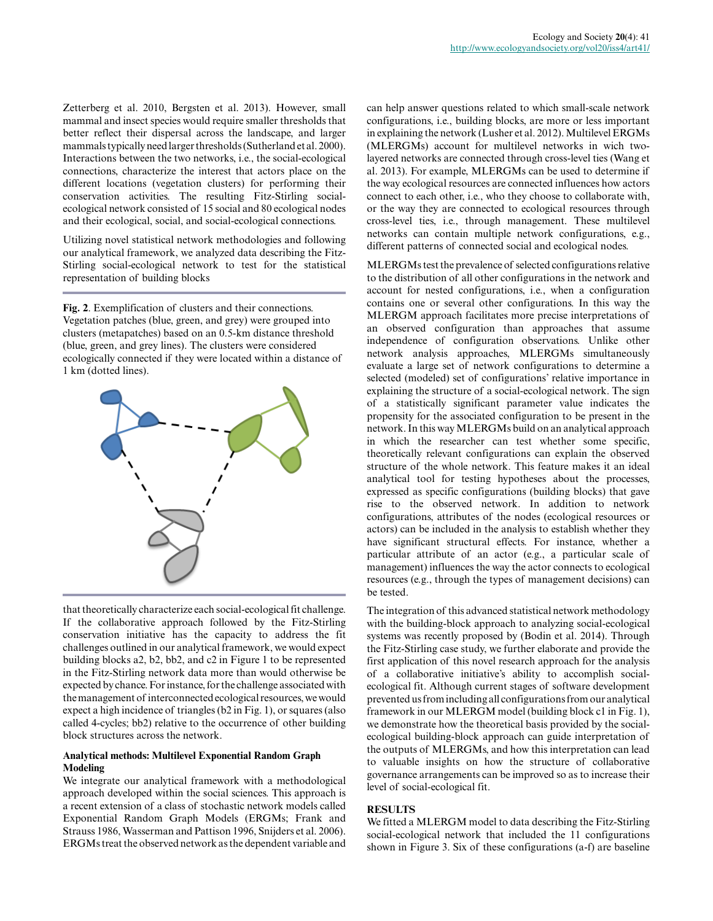Zetterberg et al. 2010, Bergsten et al. 2013). However, small mammal and insect species would require smaller thresholds that better reflect their dispersal across the landscape, and larger mammals typically need larger thresholds (Sutherland et al. 2000). Interactions between the two networks, i.e., the social-ecological connections, characterize the interest that actors place on the different locations (vegetation clusters) for performing their conservation activities. The resulting Fitz-Stirling social-ecological network consisted of 15 social and 80 ecological nodes and their ecological, social, and social-ecological connections.

Utilizing novel statistical network methodologies and following our analytical framework, we analyzed data describing the Fitz-Stirling social-ecological network to test for the statistical representation of building blocks that theoretically characterize each social-ecological fit challenge. If the collaborative approach followed by the Fitz-Stirling conservation initiative has the capacity to address the fit challenges outlined in our analytical framework, we would expect building blocks a2, b2, bb2, and c2 in Figure 1 to be represented in the Fitz-Stirling network data more than would otherwise be expected by chance. For instance, for the challenge associated with the management of interconnected ecological resources, we would expect a high incidence of triangles (b2 in Fig. 1), or squares (also called 4-cycles; bb2) relative to the occurrence of other building block structures across the network.

**Fig. 2**. Exemplification of clusters and their connections. Vegetation patches (blue, green, and grey) were grouped into clusters (metapatches) based on an 0.5-km distance threshold (blue, green, and grey lines). The clusters were considered ecologically connected if they were located within a distance of 1 km (dotted lines).

### Analytical methods: Multilevel Exponential Random Graph Modeling

We integrate our analytical framework with a methodological approach developed within the social sciences. This approach is a recent extension of a class of stochastic network models called Exponential Random Graph Models (ERGMs; Frank and Strauss 1986, Wasserman and Pattison 1996, Snijders et al. 2006). ERGMs treat the observed network as the dependent variable and can help answer questions related to which small-scale network configurations, i.e., building blocks, are more or less important in explaining the network (Lusher et al. 2012). Multilevel ERGMs (MLERGMs) account for multilevel networks in wich two-layered networks are connected through cross-level ties (Wang et al. 2013). For example, MLERGMs can be used to determine if the way ecological resources are connected influences how actors connect to each other, i.e., who they choose to collaborate with, or the way they are connected to ecological resources through cross-level ties, i.e., through management. These multilevel networks can contain multiple network configurations, e.g., different patterns of connected social and ecological nodes.

MLERGMs test the prevalence of selected configurations relative to the distribution of all other configurations in the network and account for nested configurations, i.e., when a configuration contains one or several other configurations. In this way the MLERGM approach facilitates more precise interpretations of an observed configuration than approaches that assume independence of configuration observations. Unlike other network analysis approaches, MLERGMs simultaneously evaluate a large set of network configurations to determine a selected (modeled) set of configurations' relative importance in explaining the structure of a social-ecological network. The sign of a statistically significant parameter value indicates the propensity for the associated configuration to be present in the network. In this way MLERGMs build on an analytical approach in which the researcher can test whether some specific, theoretically relevant configurations can explain the observed structure of the whole network. This feature makes it an ideal analytical tool for testing hypotheses about the processes, expressed as specific configurations (building blocks) that gave rise to the observed network. In addition to network configurations, attributes of the nodes (ecological resources or actors) can be included in the analysis to establish whether they have significant structural effects. For instance, whether a particular attribute of an actor (e.g., a particular scale of management) influences the way the actor connects to ecological resources (e.g., through the types of management decisions) can be tested.

The integration of this advanced statistical network methodology with the building-block approach to analyzing social-ecological systems was recently proposed by (Bodin et al. 2014). Through the Fitz-Stirling case study, we further elaborate and provide the first application of this novel research approach for the analysis of a collaborative initiative's ability to accomplish social-ecological fit. Although current stages of software development prevented us from including all configurations from our analytical framework in our MLERGM model (building block c1 in Fig. 1), we demonstrate how the theoretical basis provided by the social-ecological building-block approach can guide interpretation of the outputs of MLERGMs, and how this interpretation can lead to valuable insights on how the structure of collaborative governance arrangements can be improved so as to increase their level of social-ecological fit.

## RESULTS

We fitted a MLERGM model to data describing the Fitz-Stirling social-ecological network that included the 11 configurations shown in Figure 3. Six of these configurations (a-f) are baseline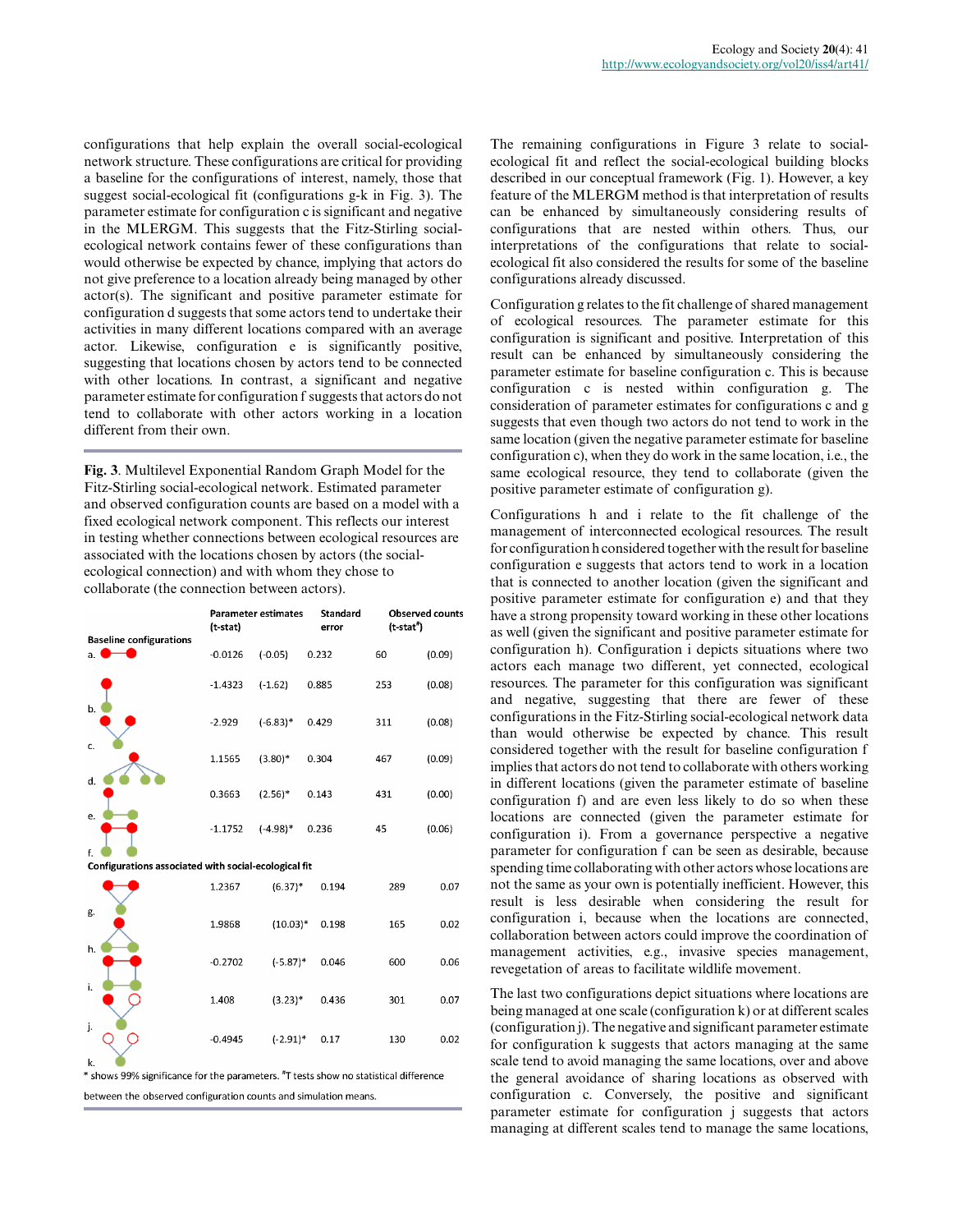configurations that help explain the overall social-ecological network structure. These configurations are critical for providing a baseline for the configurations of interest, namely, those that suggest social-ecological fit (configurations g-k in Fig. 3). The parameter estimate for configuration c is significant and negative in the MLERGM. This suggests that the Fitz-Stirling social-ecological network contains fewer of these configurations than would otherwise be expected by chance, implying that actors do not give preference to a location already being managed by other actor(s). The significant and positive parameter estimate for configuration d suggests that some actors tend to undertake their activities in many different locations compared with an average actor. Likewise, configuration e is significantly positive, suggesting that locations chosen by actors tend to be connected with other locations. In contrast, a significant and negative parameter estimate for configuration f suggests that actors do not tend to collaborate with other actors working in a location different from their own.

**Fig. 3**. Multilevel Exponential Random Graph Model for the Fitz-Stirling social-ecological network. Estimated parameter and observed configuration counts are based on a model with a fixed ecological network component. This reflects our interest in testing whether connections between ecological resources are associated with the locations chosen by actors (the social-ecological connection) and with whom they chose to collaborate (the connection between actors).

| | Parameter estimates | (t-stat) | Standard error | Observed counts | (t-stat[a]) |
|---|---|---|---|---|---|
| **Baseline configurations** | | | | | |
| a. | -0.0126 | (-0.05) | 0.232 | 60 | (0.09) |
| b. | -1.4323 | (-1.62) | 0.885 | 253 | (0.08) |
| c. | -2.929 | (-6.83)* | 0.429 | 311 | (0.08) |
| d. | 1.1565 | (3.80)* | 0.304 | 467 | (0.09) |
| e. | 0.3663 | (2.56)* | 0.143 | 431 | (0.00) |
| f. | -1.1752 | (-4.98)* | 0.236 | 45 | (0.06) |
| **Configurations associated with social-ecological fit** | | | | | |
| g. | 1.2367 | (6.37)* | 0.194 | 289 | 0.07 |
| h. | 1.9868 | (10.03)* | 0.198 | 165 | 0.02 |
| i. | -0.2702 | (-5.87)* | 0.046 | 600 | 0.06 |
| j. | 1.408 | (3.23)* | 0.436 | 301 | 0.07 |
| k. | -0.4945 | (-2.91)* | 0.17 | 130 | 0.02 |

\* shows 99% significance for the parameters. [a]T tests show no statistical difference between the observed configuration counts and simulation means.

The remaining configurations in Figure 3 relate to social-ecological fit and reflect the social-ecological building blocks described in our conceptual framework (Fig. 1). However, a key feature of the MLERGM method is that interpretation of results can be enhanced by simultaneously considering results of configurations that are nested within others. Thus, our interpretations of the configurations that relate to social-ecological fit also considered the results for some of the baseline configurations already discussed.

Configuration g relates to the fit challenge of shared management of ecological resources. The parameter estimate for this configuration is significant and positive. Interpretation of this result can be enhanced by simultaneously considering the parameter estimate for baseline configuration c. This is because configuration c is nested within configuration g. The consideration of parameter estimates for configurations c and g suggests that even though two actors do not tend to work in the same location (given the negative parameter estimate for baseline configuration c), when they do work in the same location, i.e., the same ecological resource, they tend to collaborate (given the positive parameter estimate of configuration g).

Configurations h and i relate to the fit challenge of the management of interconnected ecological resources. The result for configuration h considered together with the result for baseline configuration e suggests that actors tend to work in a location that is connected to another location (given the significant and positive parameter estimate for configuration e) and that they have a strong propensity toward working in these other locations as well (given the significant and positive parameter estimate for configuration h). Configuration i depicts situations where two actors each manage two different, yet connected, ecological resources. The parameter for this configuration was significant and negative, suggesting that there are fewer of these configurations in the Fitz-Stirling social-ecological network data than would otherwise be expected by chance. This result considered together with the result for baseline configuration f implies that actors do not tend to collaborate with others working in different locations (given the parameter estimate of baseline configuration f) and are even less likely to do so when these locations are connected (given the parameter estimate for configuration i). From a governance perspective a negative parameter for configuration f can be seen as desirable, because spending time collaborating with other actors whose locations are not the same as your own is potentially inefficient. However, this result is less desirable when considering the result for configuration i, because when the locations are connected, collaboration between actors could improve the coordination of management activities, e.g., invasive species management, revegetation of areas to facilitate wildlife movement.

The last two configurations depict situations where locations are being managed at one scale (configuration k) or at different scales (configuration j). The negative and significant parameter estimate for configuration k suggests that actors managing at the same scale tend to avoid managing the same locations, over and above the general avoidance of sharing locations as observed with configuration c. Conversely, the positive and significant parameter estimate for configuration j suggests that actors managing at different scales tend to manage the same locations,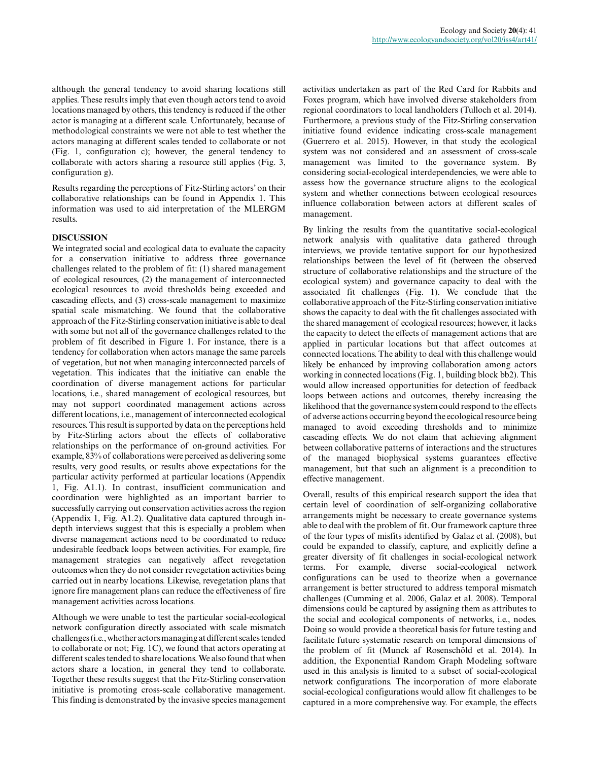although the general tendency to avoid sharing locations still applies. These results imply that even though actors tend to avoid locations managed by others, this tendency is reduced if the other actor is managing at a different scale. Unfortunately, because of methodological constraints we were not able to test whether the actors managing at different scales tended to collaborate or not (Fig. 1, configuration c); however, the general tendency to collaborate with actors sharing a resource still applies (Fig. 3, configuration g).

Results regarding the perceptions of Fitz-Stirling actors' on their collaborative relationships can be found in Appendix 1. This information was used to aid interpretation of the MLERGM results.

## DISCUSSION

We integrated social and ecological data to evaluate the capacity for a conservation initiative to address three governance challenges related to the problem of fit: (1) shared management of ecological resources, (2) the management of interconnected ecological resources to avoid thresholds being exceeded and cascading effects, and (3) cross-scale management to maximize spatial scale mismatching. We found that the collaborative approach of the Fitz-Stirling conservation initiative is able to deal with some but not all of the governance challenges related to the problem of fit described in Figure 1. For instance, there is a tendency for collaboration when actors manage the same parcels of vegetation, but not when managing interconnected parcels of vegetation. This indicates that the initiative can enable the coordination of diverse management actions for particular locations, i.e., shared management of ecological resources, but may not support coordinated management actions across different locations, i.e., management of interconnected ecological resources. This result is supported by data on the perceptions held by Fitz-Stirling actors about the effects of collaborative relationships on the performance of on-ground activities. For example, 83% of collaborations were perceived as delivering some results, very good results, or results above expectations for the particular activity performed at particular locations (Appendix 1, Fig. A1.1). In contrast, insufficient communication and coordination were highlighted as an important barrier to successfully carrying out conservation activities across the region (Appendix 1, Fig. A1.2). Qualitative data captured through in-depth interviews suggest that this is especially a problem when diverse management actions need to be coordinated to reduce undesirable feedback loops between activities. For example, fire management strategies can negatively affect revegetation outcomes when they do not consider revegetation activities being carried out in nearby locations. Likewise, revegetation plans that ignore fire management plans can reduce the effectiveness of fire management activities across locations.

Although we were unable to test the particular social-ecological network configuration directly associated with scale mismatch challenges (i.e., whether actors managing at different scales tended to collaborate or not; Fig. 1C), we found that actors operating at different scales tended to share locations. We also found that when actors share a location, in general they tend to collaborate. Together these results suggest that the Fitz-Stirling conservation initiative is promoting cross-scale collaborative management. This finding is demonstrated by the invasive species management activities undertaken as part of the Red Card for Rabbits and Foxes program, which have involved diverse stakeholders from regional coordinators to local landholders (Tulloch et al. 2014). Furthermore, a previous study of the Fitz-Stirling conservation initiative found evidence indicating cross-scale management (Guerrero et al. 2015). However, in that study the ecological system was not considered and an assessment of cross-scale management was limited to the governance system. By considering social-ecological interdependencies, we were able to assess how the governance structure aligns to the ecological system and whether connections between ecological resources influence collaboration between actors at different scales of management.

By linking the results from the quantitative social-ecological network analysis with qualitative data gathered through interviews, we provide tentative support for our hypothesized relationships between the level of fit (between the observed structure of collaborative relationships and the structure of the ecological system) and governance capacity to deal with the associated fit challenges (Fig. 1). We conclude that the collaborative approach of the Fitz-Stirling conservation initiative shows the capacity to deal with the fit challenges associated with the shared management of ecological resources; however, it lacks the capacity to detect the effects of management actions that are applied in particular locations but that affect outcomes at connected locations. The ability to deal with this challenge would likely be enhanced by improving collaboration among actors working in connected locations (Fig. 1, building block bb2). This would allow increased opportunities for detection of feedback loops between actions and outcomes, thereby increasing the likelihood that the governance system could respond to the effects of adverse actions occurring beyond the ecological resource being managed to avoid exceeding thresholds and to minimize cascading effects. We do not claim that achieving alignment between collaborative patterns of interactions and the structures of the managed biophysical systems guarantees effective management, but that such an alignment is a precondition to effective management.

Overall, results of this empirical research support the idea that certain level of coordination of self-organizing collaborative arrangements might be necessary to create governance systems able to deal with the problem of fit. Our framework capture three of the four types of misfits identified by Galaz et al. (2008), but could be expanded to classify, capture, and explicitly define a greater diversity of fit challenges in social-ecological network terms. For example, diverse social-ecological network configurations can be used to theorize when a governance arrangement is better structured to address temporal mismatch challenges (Cumming et al. 2006, Galaz et al. 2008). Temporal dimensions could be captured by assigning them as attributes to the social and ecological components of networks, i.e., nodes. Doing so would provide a theoretical basis for future testing and facilitate future systematic research on temporal dimensions of the problem of fit (Munck af Rosenschöld et al. 2014). In addition, the Exponential Random Graph Modeling software used in this analysis is limited to a subset of social-ecological network configurations. The incorporation of more elaborate social-ecological configurations would allow fit challenges to be captured in a more comprehensive way. For example, the effects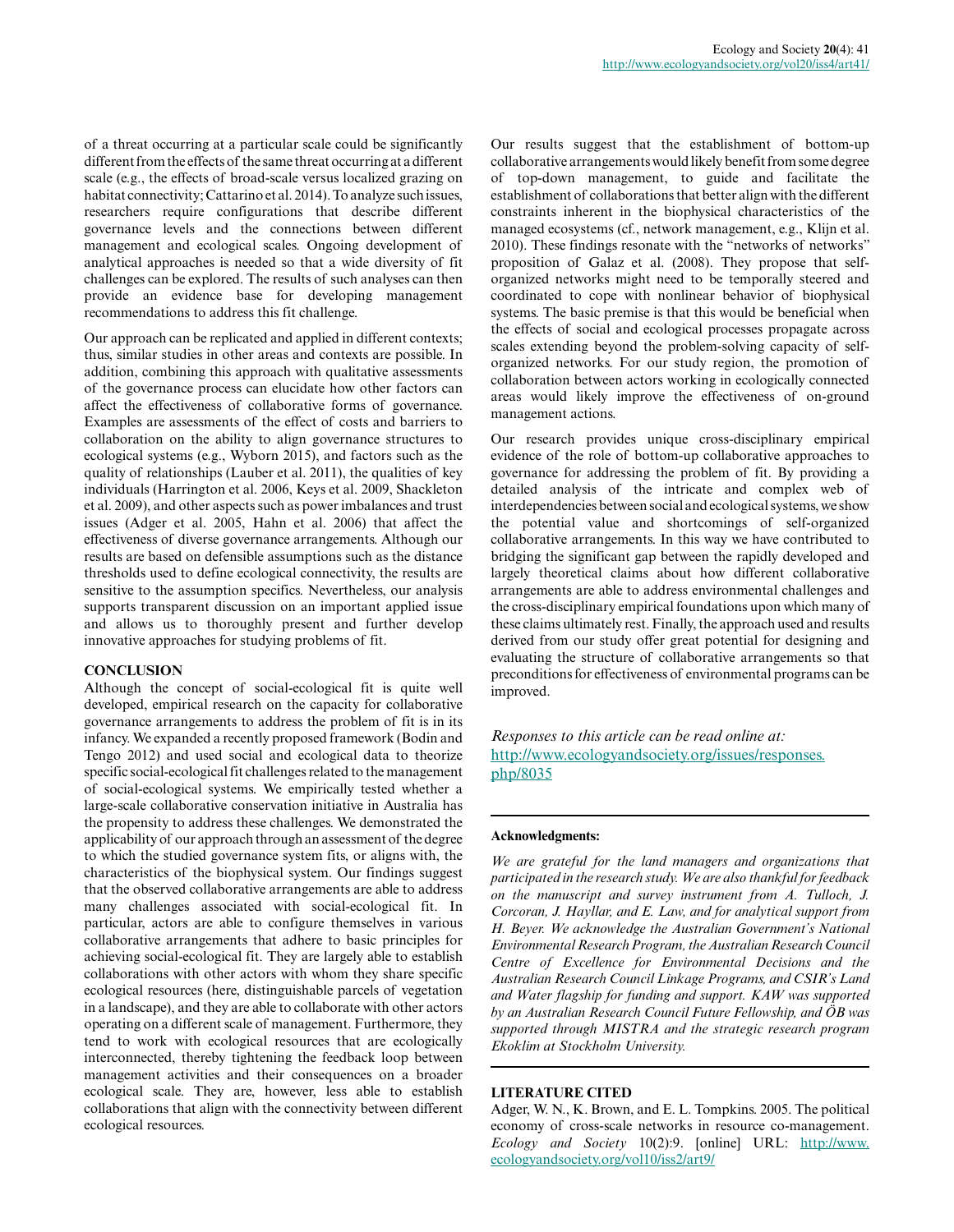of a threat occurring at a particular scale could be significantly different from the effects of the same threat occurring at a different scale (e.g., the effects of broad-scale versus localized grazing on habitat connectivity; Cattarino et al. 2014). To analyze such issues, researchers require configurations that describe different governance levels and the connections between different management and ecological scales. Ongoing development of analytical approaches is needed so that a wide diversity of fit challenges can be explored. The results of such analyses can then provide an evidence base for developing management recommendations to address this fit challenge.

Our approach can be replicated and applied in different contexts; thus, similar studies in other areas and contexts are possible. In addition, combining this approach with qualitative assessments of the governance process can elucidate how other factors can affect the effectiveness of collaborative forms of governance. Examples are assessments of the effect of costs and barriers to collaboration on the ability to align governance structures to ecological systems (e.g., Wyborn 2015), and factors such as the quality of relationships (Lauber et al. 2011), the qualities of key individuals (Harrington et al. 2006, Keys et al. 2009, Shackleton et al. 2009), and other aspects such as power imbalances and trust issues (Adger et al. 2005, Hahn et al. 2006) that affect the effectiveness of diverse governance arrangements. Although our results are based on defensible assumptions such as the distance thresholds used to define ecological connectivity, the results are sensitive to the assumption specifics. Nevertheless, our analysis supports transparent discussion on an important applied issue and allows us to thoroughly present and further develop innovative approaches for studying problems of fit.

## CONCLUSION

Although the concept of social-ecological fit is quite well developed, empirical research on the capacity for collaborative governance arrangements to address the problem of fit is in its infancy. We expanded a recently proposed framework (Bodin and Tengo 2012) and used social and ecological data to theorize specific social-ecological fit challenges related to the management of social-ecological systems. We empirically tested whether a large-scale collaborative conservation initiative in Australia has the propensity to address these challenges. We demonstrated the applicability of our approach through an assessment of the degree to which the studied governance system fits, or aligns with, the characteristics of the biophysical system. Our findings suggest that the observed collaborative arrangements are able to address many challenges associated with social-ecological fit. In particular, actors are able to configure themselves in various collaborative arrangements that adhere to basic principles for achieving social-ecological fit. They are largely able to establish collaborations with other actors with whom they share specific ecological resources (here, distinguishable parcels of vegetation in a landscape), and they are able to collaborate with other actors operating on a different scale of management. Furthermore, they tend to work with ecological resources that are ecologically interconnected, thereby tightening the feedback loop between management activities and their consequences on a broader ecological scale. They are, however, less able to establish collaborations that align with the connectivity between different ecological resources.

Our results suggest that the establishment of bottom-up collaborative arrangements would likely benefit from some degree of top-down management, to guide and facilitate the establishment of collaborations that better align with the different constraints inherent in the biophysical characteristics of the managed ecosystems (cf., network management, e.g., Klijn et al. 2010). These findings resonate with the "networks of networks" proposition of Galaz et al. (2008). They propose that self-organized networks might need to be temporally steered and coordinated to cope with nonlinear behavior of biophysical systems. The basic premise is that this would be beneficial when the effects of social and ecological processes propagate across scales extending beyond the problem-solving capacity of self-organized networks. For our study region, the promotion of collaboration between actors working in ecologically connected areas would likely improve the effectiveness of on-ground management actions.

Our research provides unique cross-disciplinary empirical evidence of the role of bottom-up collaborative approaches to governance for addressing the problem of fit. By providing a detailed analysis of the intricate and complex web of interdependencies between social and ecological systems, we show the potential value and shortcomings of self-organized collaborative arrangements. In this way we have contributed to bridging the significant gap between the rapidly developed and largely theoretical claims about how different collaborative arrangements are able to address environmental challenges and the cross-disciplinary empirical foundations upon which many of these claims ultimately rest. Finally, the approach used and results derived from our study offer great potential for designing and evaluating the structure of collaborative arrangements so that preconditions for effectiveness of environmental programs can be improved.

*Responses to this article can be read online at:*
http://www.ecologyandsociety.org/issues/responses.php/8035

**Acknowledgments:**

*We are grateful for the land managers and organizations that participated in the research study. We are also thankful for feedback on the manuscript and survey instrument from A. Tulloch, J. Corcoran, J. Hayllar, and E. Law, and for analytical support from H. Beyer. We acknowledge the Australian Government's National Environmental Research Program, the Australian Research Council Centre of Excellence for Environmental Decisions and the Australian Research Council Linkage Programs, and CSIR's Land and Water flagship for funding and support. KAW was supported by an Australian Research Council Future Fellowship, and ÖB was supported through MISTRA and the strategic research program Ekoklim at Stockholm University.*

## LITERATURE CITED

Adger, W. N., K. Brown, and E. L. Tompkins. 2005. The political economy of cross-scale networks in resource co-management. *Ecology and Society* 10(2):9. [online] URL: http://www.ecologyandsociety.org/vol10/iss2/art9/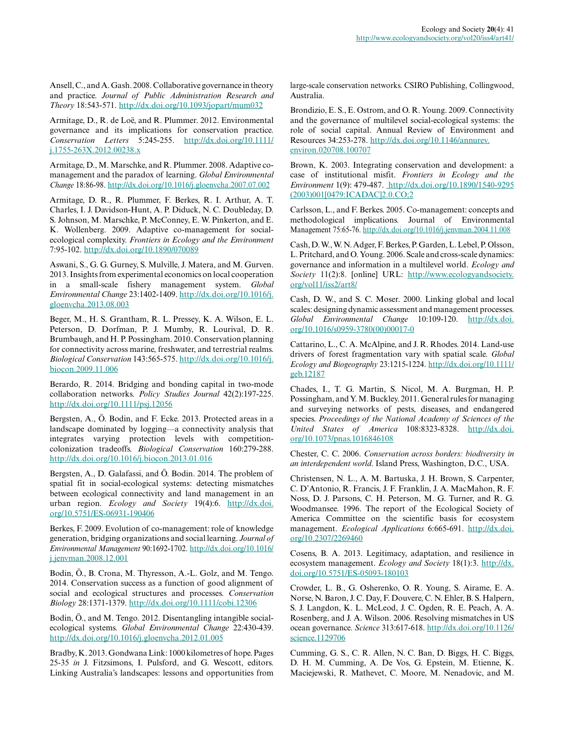Ansell, C., and A. Gash. 2008. Collaborative governance in theory and practice. *Journal of Public Administration Research and Theory* 18:543-571. http://dx.doi.org/10.1093/jopart/mum032

Armitage, D., R. de Loë, and R. Plummer. 2012. Environmental governance and its implications for conservation practice. *Conservation Letters* 5:245-255. http://dx.doi.org/10.1111/j.1755-263X.2012.00238.x

Armitage, D., M. Marschke, and R. Plummer. 2008. Adaptive co-management and the paradox of learning. *Global Environmental Change* 18:86-98. http://dx.doi.org/10.1016/j.gloenvcha.2007.07.002

Armitage, D. R., R. Plummer, F. Berkes, R. I. Arthur, A. T. Charles, I. J. Davidson-Hunt, A. P. Diduck, N. C. Doubleday, D. S. Johnson, M. Marschke, P. McConney, E. W. Pinkerton, and E. K. Wollenberg. 2009. Adaptive co-management for social-ecological complexity. *Frontiers in Ecology and the Environment* 7:95-102. http://dx.doi.org/10.1890/070089

Aswani, S., G. G. Gurney, S. Mulville, J. Matera, and M. Gurven. 2013. Insights from experimental economics on local cooperation in a small-scale fishery management system. *Global Environmental Change* 23:1402-1409. http://dx.doi.org/10.1016/j.gloenvcha.2013.08.003

Beger, M., H. S. Grantham, R. L. Pressey, K. A. Wilson, E. L. Peterson, D. Dorfman, P. J. Mumby, R. Lourival, D. R. Brumbaugh, and H. P. Possingham. 2010. Conservation planning for connectivity across marine, freshwater, and terrestrial realms. *Biological Conservation* 143:565-575. http://dx.doi.org/10.1016/j.biocon.2009.11.006

Berardo, R. 2014. Bridging and bonding capital in two-mode collaboration networks. *Policy Studies Journal* 42(2):197-225. http://dx.doi.org/10.1111/psj.12056

Bergsten, A., Ö. Bodin, and F. Ecke. 2013. Protected areas in a landscape dominated by logging—a connectivity analysis that integrates varying protection levels with competition-colonization tradeoffs. *Biological Conservation* 160:279-288. http://dx.doi.org/10.1016/j.biocon.2013.01.016

Bergsten, A., D. Galafassi, and Ö. Bodin. 2014. The problem of spatial fit in social-ecological systems: detecting mismatches between ecological connectivity and land management in an urban region. *Ecology and Society* 19(4):6. http://dx.doi.org/10.5751/ES-06931-190406

Berkes, F. 2009. Evolution of co-management: role of knowledge generation, bridging organizations and social learning. *Journal of Environmental Management* 90:1692-1702. http://dx.doi.org/10.1016/j.jenvman.2008.12.001

Bodin, Ö., B. Crona, M. Thyresson, A.-L. Golz, and M. Tengo. 2014. Conservation success as a function of good alignment of social and ecological structures and processes. *Conservation Biology* 28:1371-1379. http://dx.doi.org/10.1111/cobi.12306

Bodin, Ö., and M. Tengo. 2012. Disentangling intangible social-ecological systems. *Global Environmental Change* 22:430-439. http://dx.doi.org/10.1016/j.gloenvcha.2012.01.005

Bradby, K. 2013. Gondwana Link: 1000 kilometres of hope. Pages 25-35 *in* J. Fitzsimons, I. Pulsford, and G. Wescott, editors. Linking Australia's landscapes: lessons and opportunities from large-scale conservation networks. CSIRO Publishing, Collingwood, Australia.

Brondizio, E. S., E. Ostrom, and O. R. Young. 2009. Connectivity and the governance of multilevel social-ecological systems: the role of social capital. Annual Review of Environment and Resources 34:253-278. http://dx.doi.org/10.1146/annurev.environ.020708.100707

Brown, K. 2003. Integrating conservation and development: a case of institutional misfit. *Frontiers in Ecology and the Environment* 1(9): 479-487. http://dx.doi.org/10.1890/1540-9295(2003)001[0479:ICADAC]2.0.CO;2

Carlsson, L., and F. Berkes. 2005. Co-management: concepts and methodological implications. Journal of Environmental Management 75:65-76. http://dx.doi.org/10.1016/j.jenvman.2004.11.008

Cash, D. W., W. N. Adger, F. Berkes, P. Garden, L. Lebel, P. Olsson, L. Pritchard, and O. Young. 2006. Scale and cross-scale dynamics: governance and information in a multilevel world. *Ecology and Society* 11(2):8. [online] URL: http://www.ecologyandsociety.org/vol11/iss2/art8/

Cash, D. W., and S. C. Moser. 2000. Linking global and local scales: designing dynamic assessment and management processes. *Global Environmental Change* 10:109-120. http://dx.doi.org/10.1016/s0959-3780(00)00017-0

Cattarino, L., C. A. McAlpine, and J. R. Rhodes. 2014. Land-use drivers of forest fragmentation vary with spatial scale. *Global Ecology and Biogeography* 23:1215-1224. http://dx.doi.org/10.1111/geb.12187

Chades, I., T. G. Martin, S. Nicol, M. A. Burgman, H. P. Possingham, and Y. M. Buckley. 2011. General rules for managing and surveying networks of pests, diseases, and endangered species. *Proceedings of the National Academy of Sciences of the United States of America* 108:8323-8328. http://dx.doi.org/10.1073/pnas.1016846108

Chester, C. C. 2006. *Conservation across borders: biodiversity in an interdependent world.* Island Press, Washington, D.C., USA.

Christensen, N. L., A. M. Bartuska, J. H. Brown, S. Carpenter, C. D'Antonio, R. Francis, J. F. Franklin, J. A. MacMahon, R. F. Noss, D. J. Parsons, C. H. Peterson, M. G. Turner, and R. G. Woodmansee. 1996. The report of the Ecological Society of America Committee on the scientific basis for ecosystem management. *Ecological Applications* 6:665-691. http://dx.doi.org/10.2307/2269460

Cosens, B. A. 2013. Legitimacy, adaptation, and resilience in ecosystem management. *Ecology and Society* 18(1):3. http://dx.doi.org/10.5751/ES-05093-180103

Crowder, L. B., G. Osherenko, O. R. Young, S. Airame, E. A. Norse, N. Baron, J. C. Day, F. Douvere, C. N. Ehler, B. S. Halpern, S. J. Langdon, K. L. McLeod, J. C. Ogden, R. E. Peach, A. A. Rosenberg, and J. A. Wilson. 2006. Resolving mismatches in US ocean governance. *Science* 313:617-618. http://dx.doi.org/10.1126/science.1129706

Cumming, G. S., C. R. Allen, N. C. Ban, D. Biggs, H. C. Biggs, D. H. M. Cumming, A. De Vos, G. Epstein, M. Etienne, K. Maciejewski, R. Mathevet, C. Moore, M. Nenadovic, and M.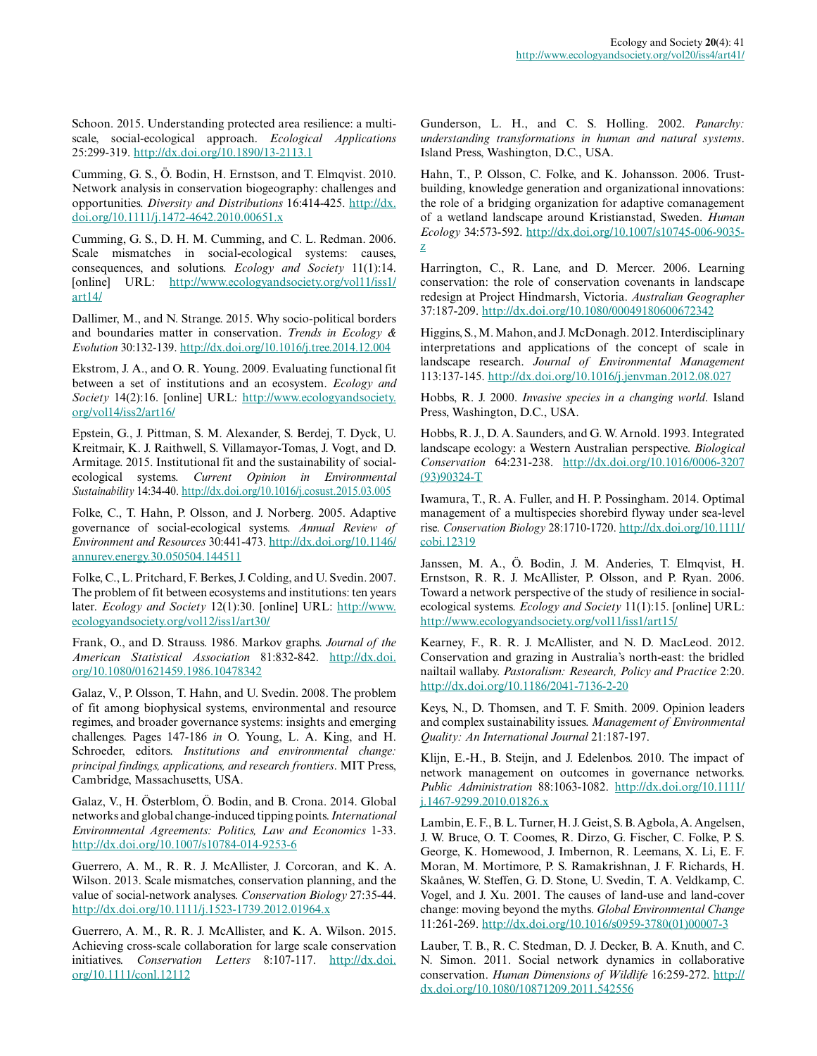Schoon. 2015. Understanding protected area resilience: a multi-scale, social-ecological approach. *Ecological Applications* 25:299-319. http://dx.doi.org/10.1890/13-2113.1

Cumming, G. S., Ö. Bodin, H. Ernstson, and T. Elmqvist. 2010. Network analysis in conservation biogeography: challenges and opportunities. *Diversity and Distributions* 16:414-425. http://dx.doi.org/10.1111/j.1472-4642.2010.00651.x

Cumming, G. S., D. H. M. Cumming, and C. L. Redman. 2006. Scale mismatches in social-ecological systems: causes, consequences, and solutions. *Ecology and Society* 11(1):14. [online] URL: http://www.ecologyandsociety.org/vol11/iss1/art14/

Dallimer, M., and N. Strange. 2015. Why socio-political borders and boundaries matter in conservation. *Trends in Ecology & Evolution* 30:132-139. http://dx.doi.org/10.1016/j.tree.2014.12.004

Ekstrom, J. A., and O. R. Young. 2009. Evaluating functional fit between a set of institutions and an ecosystem. *Ecology and Society* 14(2):16. [online] URL: http://www.ecologyandsociety.org/vol14/iss2/art16/

Epstein, G., J. Pittman, S. M. Alexander, S. Berdej, T. Dyck, U. Kreitmair, K. J. Raithwell, S. Villamayor-Tomas, J. Vogt, and D. Armitage. 2015. Institutional fit and the sustainability of social-ecological systems. *Current Opinion in Environmental Sustainability* 14:34-40. http://dx.doi.org/10.1016/j.cosust.2015.03.005

Folke, C., T. Hahn, P. Olsson, and J. Norberg. 2005. Adaptive governance of social-ecological systems. *Annual Review of Environment and Resources* 30:441-473. http://dx.doi.org/10.1146/annurev.energy.30.050504.144511

Folke, C., L. Pritchard, F. Berkes, J. Colding, and U. Svedin. 2007. The problem of fit between ecosystems and institutions: ten years later. *Ecology and Society* 12(1):30. [online] URL: http://www.ecologyandsociety.org/vol12/iss1/art30/

Frank, O., and D. Strauss. 1986. Markov graphs. *Journal of the American Statistical Association* 81:832-842. http://dx.doi.org/10.1080/01621459.1986.10478342

Galaz, V., P. Olsson, T. Hahn, and U. Svedin. 2008. The problem of fit among biophysical systems, environmental and resource regimes, and broader governance systems: insights and emerging challenges. Pages 147-186 *in* O. Young, L. A. King, and H. Schroeder, editors. *Institutions and environmental change: principal findings, applications, and research frontiers*. MIT Press, Cambridge, Massachusetts, USA.

Galaz, V., H. Österblom, Ö. Bodin, and B. Crona. 2014. Global networks and global change-induced tipping points. *International Environmental Agreements: Politics, Law and Economics* 1-33. http://dx.doi.org/10.1007/s10784-014-9253-6

Guerrero, A. M., R. R. J. McAllister, J. Corcoran, and K. A. Wilson. 2013. Scale mismatches, conservation planning, and the value of social-network analyses. *Conservation Biology* 27:35-44. http://dx.doi.org/10.1111/j.1523-1739.2012.01964.x

Guerrero, A. M., R. R. J. McAllister, and K. A. Wilson. 2015. Achieving cross-scale collaboration for large scale conservation initiatives. *Conservation Letters* 8:107-117. http://dx.doi.org/10.1111/conl.12112

Gunderson, L. H., and C. S. Holling. 2002. *Panarchy: understanding transformations in human and natural systems*. Island Press, Washington, D.C., USA.

Hahn, T., P. Olsson, C. Folke, and K. Johansson. 2006. Trust-building, knowledge generation and organizational innovations: the role of a bridging organization for adaptive comanagement of a wetland landscape around Kristianstad, Sweden. *Human Ecology* 34:573-592. http://dx.doi.org/10.1007/s10745-006-9035-z

Harrington, C., R. Lane, and D. Mercer. 2006. Learning conservation: the role of conservation covenants in landscape redesign at Project Hindmarsh, Victoria. *Australian Geographer* 37:187-209. http://dx.doi.org/10.1080/00049180600672342

Higgins, S., M. Mahon, and J. McDonagh. 2012. Interdisciplinary interpretations and applications of the concept of scale in landscape research. *Journal of Environmental Management* 113:137-145. http://dx.doi.org/10.1016/j.jenvman.2012.08.027

Hobbs, R. J. 2000. *Invasive species in a changing world*. Island Press, Washington, D.C., USA.

Hobbs, R. J., D. A. Saunders, and G. W. Arnold. 1993. Integrated landscape ecology: a Western Australian perspective. *Biological Conservation* 64:231-238. http://dx.doi.org/10.1016/0006-3207(93)90324-T

Iwamura, T., R. A. Fuller, and H. P. Possingham. 2014. Optimal management of a multispecies shorebird flyway under sea-level rise. *Conservation Biology* 28:1710-1720. http://dx.doi.org/10.1111/cobi.12319

Janssen, M. A., Ö. Bodin, J. M. Anderies, T. Elmqvist, H. Ernstson, R. R. J. McAllister, P. Olsson, and P. Ryan. 2006. Toward a network perspective of the study of resilience in social-ecological systems. *Ecology and Society* 11(1):15. [online] URL: http://www.ecologyandsociety.org/vol11/iss1/art15/

Kearney, F., R. R. J. McAllister, and N. D. MacLeod. 2012. Conservation and grazing in Australia's north-east: the bridled nailtail wallaby. *Pastoralism: Research, Policy and Practice* 2:20. http://dx.doi.org/10.1186/2041-7136-2-20

Keys, N., D. Thomsen, and T. F. Smith. 2009. Opinion leaders and complex sustainability issues. *Management of Environmental Quality: An International Journal* 21:187-197.

Klijn, E.-H., B. Steijn, and J. Edelenbos. 2010. The impact of network management on outcomes in governance networks. *Public Administration* 88:1063-1082. http://dx.doi.org/10.1111/j.1467-9299.2010.01826.x

Lambin, E. F., B. L. Turner, H. J. Geist, S. B. Agbola, A. Angelsen, J. W. Bruce, O. T. Coomes, R. Dirzo, G. Fischer, C. Folke, P. S. George, K. Homewood, J. Imbernon, R. Leemans, X. Li, E. F. Moran, M. Mortimore, P. S. Ramakrishnan, J. F. Richards, H. Skaånes, W. Steffen, G. D. Stone, U. Svedin, T. A. Veldkamp, C. Vogel, and J. Xu. 2001. The causes of land-use and land-cover change: moving beyond the myths. *Global Environmental Change* 11:261-269. http://dx.doi.org/10.1016/s0959-3780(01)00007-3

Lauber, T. B., R. C. Stedman, D. J. Decker, B. A. Knuth, and C. N. Simon. 2011. Social network dynamics in collaborative conservation. *Human Dimensions of Wildlife* 16:259-272. http://dx.doi.org/10.1080/10871209.2011.542556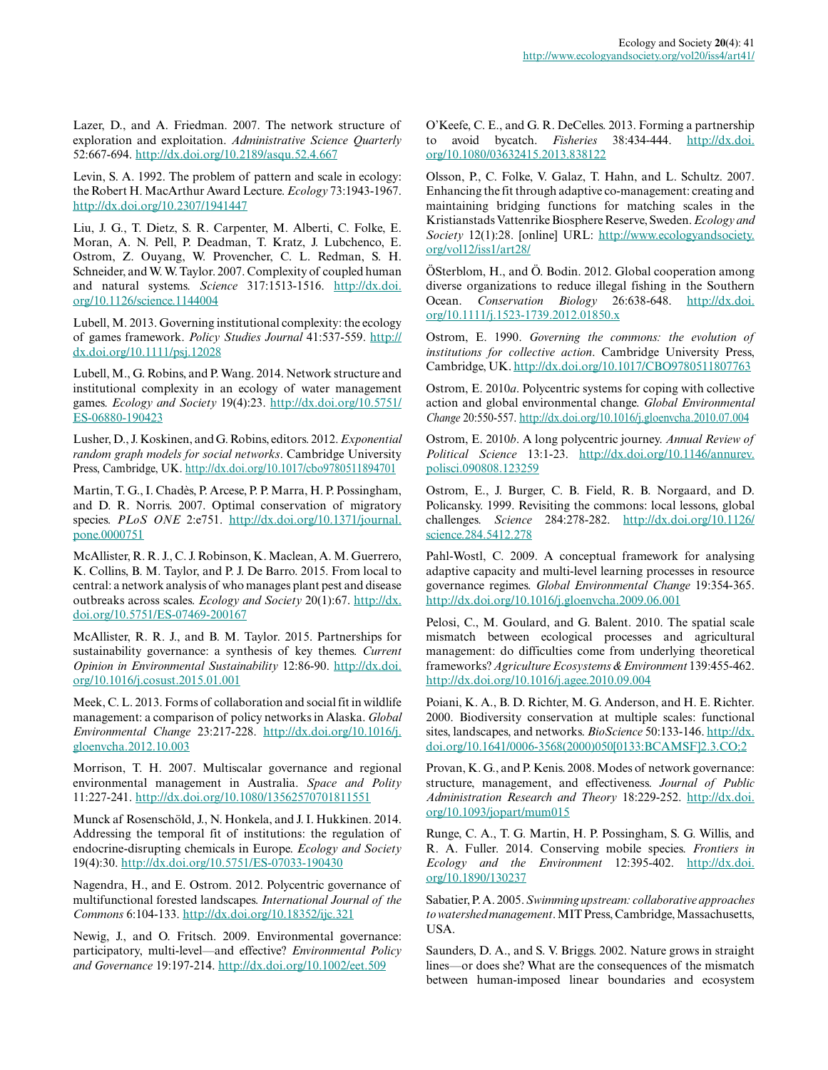Lazer, D., and A. Friedman. 2007. The network structure of exploration and exploitation. *Administrative Science Quarterly* 52:667-694. http://dx.doi.org/10.2189/asqu.52.4.667

Levin, S. A. 1992. The problem of pattern and scale in ecology: the Robert H. MacArthur Award Lecture. *Ecology* 73:1943-1967. http://dx.doi.org/10.2307/1941447

Liu, J. G., T. Dietz, S. R. Carpenter, M. Alberti, C. Folke, E. Moran, A. N. Pell, P. Deadman, T. Kratz, J. Lubchenco, E. Ostrom, Z. Ouyang, W. Provencher, C. L. Redman, S. H. Schneider, and W. W. Taylor. 2007. Complexity of coupled human and natural systems. *Science* 317:1513-1516. http://dx.doi.org/10.1126/science.1144004

Lubell, M. 2013. Governing institutional complexity: the ecology of games framework. *Policy Studies Journal* 41:537-559. http://dx.doi.org/10.1111/psj.12028

Lubell, M., G. Robins, and P. Wang. 2014. Network structure and institutional complexity in an ecology of water management games. *Ecology and Society* 19(4):23. http://dx.doi.org/10.5751/ES-06880-190423

Lusher, D., J. Koskinen, and G. Robins, editors. 2012. *Exponential random graph models for social networks*. Cambridge University Press, Cambridge, UK. http://dx.doi.org/10.1017/cbo9780511894701

Martin, T. G., I. Chadès, P. Arcese, P. P. Marra, H. P. Possingham, and D. R. Norris. 2007. Optimal conservation of migratory species. *PLoS ONE* 2:e751. http://dx.doi.org/10.1371/journal.pone.0000751

McAllister, R. R. J., C. J. Robinson, K. Maclean, A. M. Guerrero, K. Collins, B. M. Taylor, and P. J. De Barro. 2015. From local to central: a network analysis of who manages plant pest and disease outbreaks across scales. *Ecology and Society* 20(1):67. http://dx.doi.org/10.5751/ES-07469-200167

McAllister, R. R. J., and B. M. Taylor. 2015. Partnerships for sustainability governance: a synthesis of key themes. *Current Opinion in Environmental Sustainability* 12:86-90. http://dx.doi.org/10.1016/j.cosust.2015.01.001

Meek, C. L. 2013. Forms of collaboration and social fit in wildlife management: a comparison of policy networks in Alaska. *Global Environmental Change* 23:217-228. http://dx.doi.org/10.1016/j.gloenvcha.2012.10.003

Morrison, T. H. 2007. Multiscalar governance and regional environmental management in Australia. *Space and Polity* 11:227-241. http://dx.doi.org/10.1080/13562570701811551

Munck af Rosenschöld, J., N. Honkela, and J. I. Hukkinen. 2014. Addressing the temporal fit of institutions: the regulation of endocrine-disrupting chemicals in Europe. *Ecology and Society* 19(4):30. http://dx.doi.org/10.5751/ES-07033-190430

Nagendra, H., and E. Ostrom. 2012. Polycentric governance of multifunctional forested landscapes. *International Journal of the Commons* 6:104-133. http://dx.doi.org/10.18352/ijc.321

Newig, J., and O. Fritsch. 2009. Environmental governance: participatory, multi-level—and effective? *Environmental Policy and Governance* 19:197-214. http://dx.doi.org/10.1002/eet.509

O'Keefe, C. E., and G. R. DeCelles. 2013. Forming a partnership to avoid bycatch. *Fisheries* 38:434-444. http://dx.doi.org/10.1080/03632415.2013.838122

Olsson, P., C. Folke, V. Galaz, T. Hahn, and L. Schultz. 2007. Enhancing the fit through adaptive co-management: creating and maintaining bridging functions for matching scales in the Kristianstads Vattenrike Biosphere Reserve, Sweden. *Ecology and Society* 12(1):28. [online] URL: http://www.ecologyandsociety.org/vol12/iss1/art28/

ÖSterblom, H., and Ö. Bodin. 2012. Global cooperation among diverse organizations to reduce illegal fishing in the Southern Ocean. *Conservation Biology* 26:638-648. http://dx.doi.org/10.1111/j.1523-1739.2012.01850.x

Ostrom, E. 1990. *Governing the commons: the evolution of institutions for collective action*. Cambridge University Press, Cambridge, UK. http://dx.doi.org/10.1017/CBO9780511807763

Ostrom, E. 2010*a*. Polycentric systems for coping with collective action and global environmental change. *Global Environmental Change* 20:550-557. http://dx.doi.org/10.1016/j.gloenvcha.2010.07.004

Ostrom, E. 2010*b*. A long polycentric journey. *Annual Review of Political Science* 13:1-23. http://dx.doi.org/10.1146/annurev.polisci.090808.123259

Ostrom, E., J. Burger, C. B. Field, R. B. Norgaard, and D. Policansky. 1999. Revisiting the commons: local lessons, global challenges. *Science* 284:278-282. http://dx.doi.org/10.1126/science.284.5412.278

Pahl-Wostl, C. 2009. A conceptual framework for analysing adaptive capacity and multi-level learning processes in resource governance regimes. *Global Environmental Change* 19:354-365. http://dx.doi.org/10.1016/j.gloenvcha.2009.06.001

Pelosi, C., M. Goulard, and G. Balent. 2010. The spatial scale mismatch between ecological processes and agricultural management: do difficulties come from underlying theoretical frameworks? *Agriculture Ecosystems & Environment* 139:455-462. http://dx.doi.org/10.1016/j.agee.2010.09.004

Poiani, K. A., B. D. Richter, M. G. Anderson, and H. E. Richter. 2000. Biodiversity conservation at multiple scales: functional sites, landscapes, and networks. *BioScience* 50:133-146. http://dx.doi.org/10.1641/0006-3568(2000)050[0133:BCAMSF]2.3.CO;2

Provan, K. G., and P. Kenis. 2008. Modes of network governance: structure, management, and effectiveness. *Journal of Public Administration Research and Theory* 18:229-252. http://dx.doi.org/10.1093/jopart/mum015

Runge, C. A., T. G. Martin, H. P. Possingham, S. G. Willis, and R. A. Fuller. 2014. Conserving mobile species. *Frontiers in Ecology and the Environment* 12:395-402. http://dx.doi.org/10.1890/130237

Sabatier, P. A. 2005. *Swimming upstream: collaborative approaches to watershed management*. MIT Press, Cambridge, Massachusetts, USA.

Saunders, D. A., and S. V. Briggs. 2002. Nature grows in straight lines—or does she? What are the consequences of the mismatch between human-imposed linear boundaries and ecosystem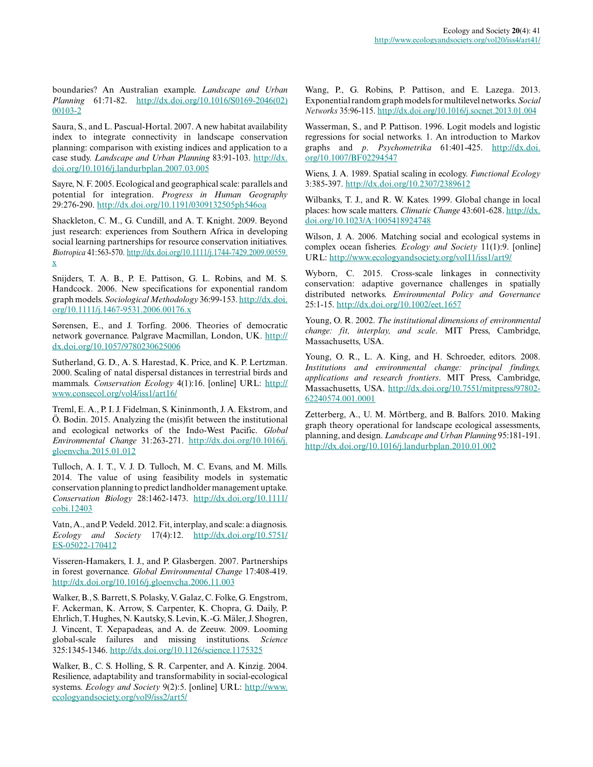boundaries? An Australian example. *Landscape and Urban Planning* 61:71-82. http://dx.doi.org/10.1016/S0169-2046(02)00103-2

Saura, S., and L. Pascual-Hortal. 2007. A new habitat availability index to integrate connectivity in landscape conservation planning: comparison with existing indices and application to a case study. *Landscape and Urban Planning* 83:91-103. http://dx.doi.org/10.1016/j.landurbplan.2007.03.005

Sayre, N. F. 2005. Ecological and geographical scale: parallels and potential for integration. *Progress in Human Geography* 29:276-290. http://dx.doi.org/10.1191/0309132505ph546oa

Shackleton, C. M., G. Cundill, and A. T. Knight. 2009. Beyond just research: experiences from Southern Africa in developing social learning partnerships for resource conservation initiatives. *Biotropica* 41:563-570. http://dx.doi.org/10.1111/j.1744-7429.2009.00559.x

Snijders, T. A. B., P. E. Pattison, G. L. Robins, and M. S. Handcock. 2006. New specifications for exponential random graph models. *Sociological Methodology* 36:99-153. http://dx.doi.org/10.1111/j.1467-9531.2006.00176.x

Sørensen, E., and J. Torfing. 2006. Theories of democratic network governance. Palgrave Macmillan, London, UK. http://dx.doi.org/10.1057/9780230625006

Sutherland, G. D., A. S. Harestad, K. Price, and K. P. Lertzman. 2000. Scaling of natal dispersal distances in terrestrial birds and mammals. *Conservation Ecology* 4(1):16. [online] URL: http://www.consecol.org/vol4/iss1/art16/

Treml, E. A., P. I. J. Fidelman, S. Kininmonth, J. A. Ekstrom, and Ö. Bodin. 2015. Analyzing the (mis)fit between the institutional and ecological networks of the Indo-West Pacific. *Global Environmental Change* 31:263-271. http://dx.doi.org/10.1016/j.gloenvcha.2015.01.012

Tulloch, A. I. T., V. J. D. Tulloch, M. C. Evans, and M. Mills. 2014. The value of using feasibility models in systematic conservation planning to predict landholder management uptake. *Conservation Biology* 28:1462-1473. http://dx.doi.org/10.1111/cobi.12403

Vatn, A., and P. Vedeld. 2012. Fit, interplay, and scale: a diagnosis. *Ecology and Society* 17(4):12. http://dx.doi.org/10.5751/ES-05022-170412

Visseren-Hamakers, I. J., and P. Glasbergen. 2007. Partnerships in forest governance. *Global Environmental Change* 17:408-419. http://dx.doi.org/10.1016/j.gloenvcha.2006.11.003

Walker, B., S. Barrett, S. Polasky, V. Galaz, C. Folke, G. Engstrom, F. Ackerman, K. Arrow, S. Carpenter, K. Chopra, G. Daily, P. Ehrlich, T. Hughes, N. Kautsky, S. Levin, K.-G. Mäler, J. Shogren, J. Vincent, T. Xepapadeas, and A. de Zeeuw. 2009. Looming global-scale failures and missing institutions. *Science* 325:1345-1346. http://dx.doi.org/10.1126/science.1175325

Walker, B., C. S. Holling, S. R. Carpenter, and A. Kinzig. 2004. Resilience, adaptability and transformability in social-ecological systems. *Ecology and Society* 9(2):5. [online] URL: http://www.ecologyandsociety.org/vol9/iss2/art5/

Wang, P., G. Robins, P. Pattison, and E. Lazega. 2013. Exponential random graph models for multilevel networks. *Social Networks* 35:96-115. http://dx.doi.org/10.1016/j.socnet.2013.01.004

Wasserman, S., and P. Pattison. 1996. Logit models and logistic regressions for social networks. 1. An introduction to Markov graphs and *p*. *Psychometrika* 61:401-425. http://dx.doi.org/10.1007/BF02294547

Wiens, J. A. 1989. Spatial scaling in ecology. *Functional Ecology* 3:385-397. http://dx.doi.org/10.2307/2389612

Wilbanks, T. J., and R. W. Kates. 1999. Global change in local places: how scale matters. *Climatic Change* 43:601-628. http://dx.doi.org/10.1023/A:1005418924748

Wilson, J. A. 2006. Matching social and ecological systems in complex ocean fisheries. *Ecology and Society* 11(1):9. [online] URL: http://www.ecologyandsociety.org/vol11/iss1/art9/

Wyborn, C. 2015. Cross-scale linkages in connectivity conservation: adaptive governance challenges in spatially distributed networks. *Environmental Policy and Governance* 25:1-15. http://dx.doi.org/10.1002/eet.1657

Young, O. R. 2002. *The institutional dimensions of environmental change: fit, interplay, and scale*. MIT Press, Cambridge, Massachusetts, USA.

Young, O. R., L. A. King, and H. Schroeder, editors. 2008. *Institutions and environmental change: principal findings, applications and research frontiers*. MIT Press, Cambridge, Massachusetts, USA. http://dx.doi.org/10.7551/mitpress/9780262240574.001.0001

Zetterberg, A., U. M. Mörtberg, and B. Balfors. 2010. Making graph theory operational for landscape ecological assessments, planning, and design. *Landscape and Urban Planning* 95:181-191. http://dx.doi.org/10.1016/j.landurbplan.2010.01.002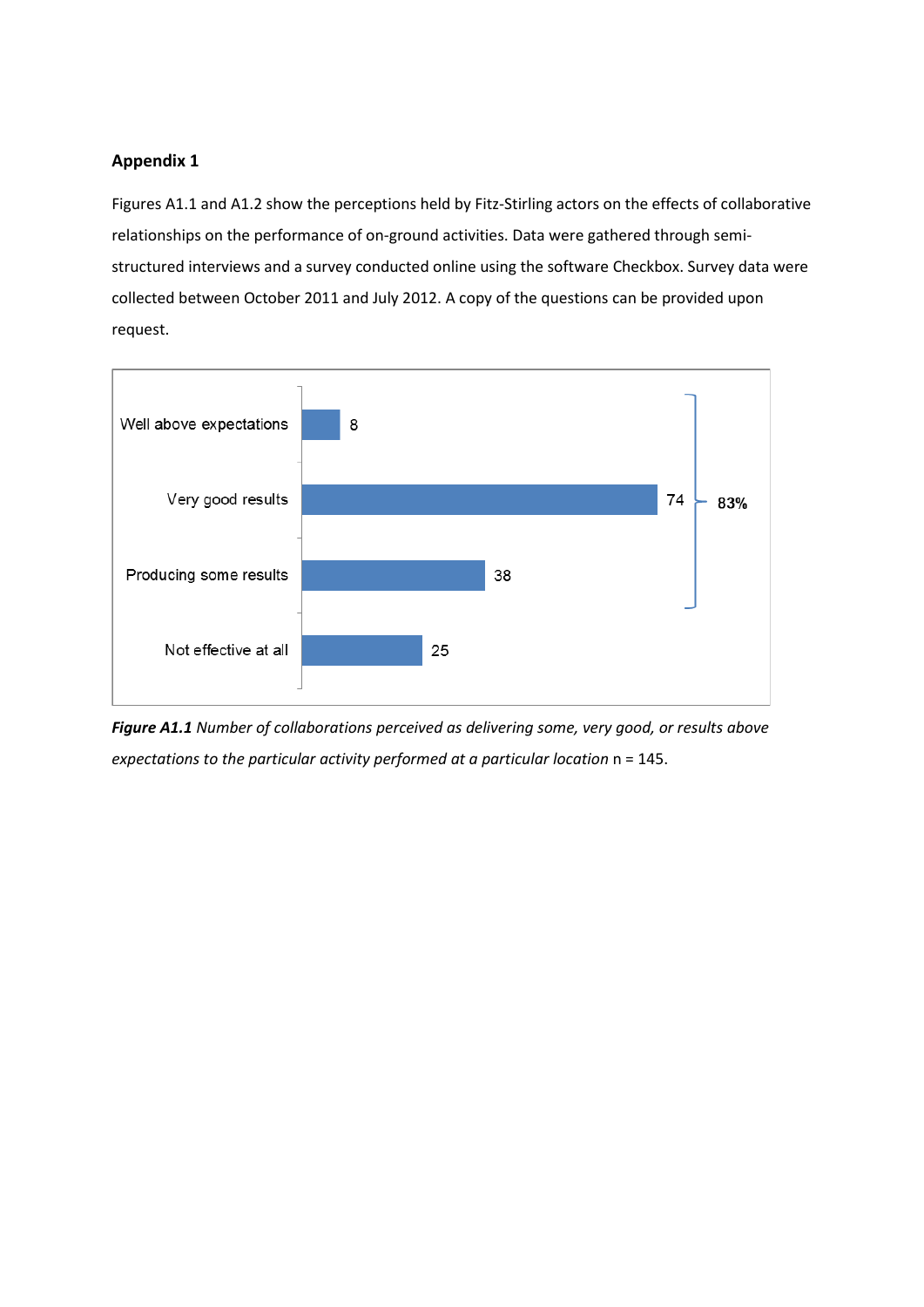## Appendix 1

Figures A1.1 and A1.2 show the perceptions held by Fitz-Stirling actors on the effects of collaborative relationships on the performance of on-ground activities. Data were gathered through semi-structured interviews and a survey conducted online using the software Checkbox. Survey data were collected between October 2011 and July 2012. A copy of the questions can be provided upon request.

| Category | Number |
|---|---|
| Well above expectations | 8 |
| Very good results | 74 |
| Producing some results | 38 |
| Not effective at all | 25 |

83% (Well above expectations, Very good results, Producing some results)

***Figure A1.1*** *Number of collaborations perceived as delivering some, very good, or results above expectations to the particular activity performed at a particular location* n = 145.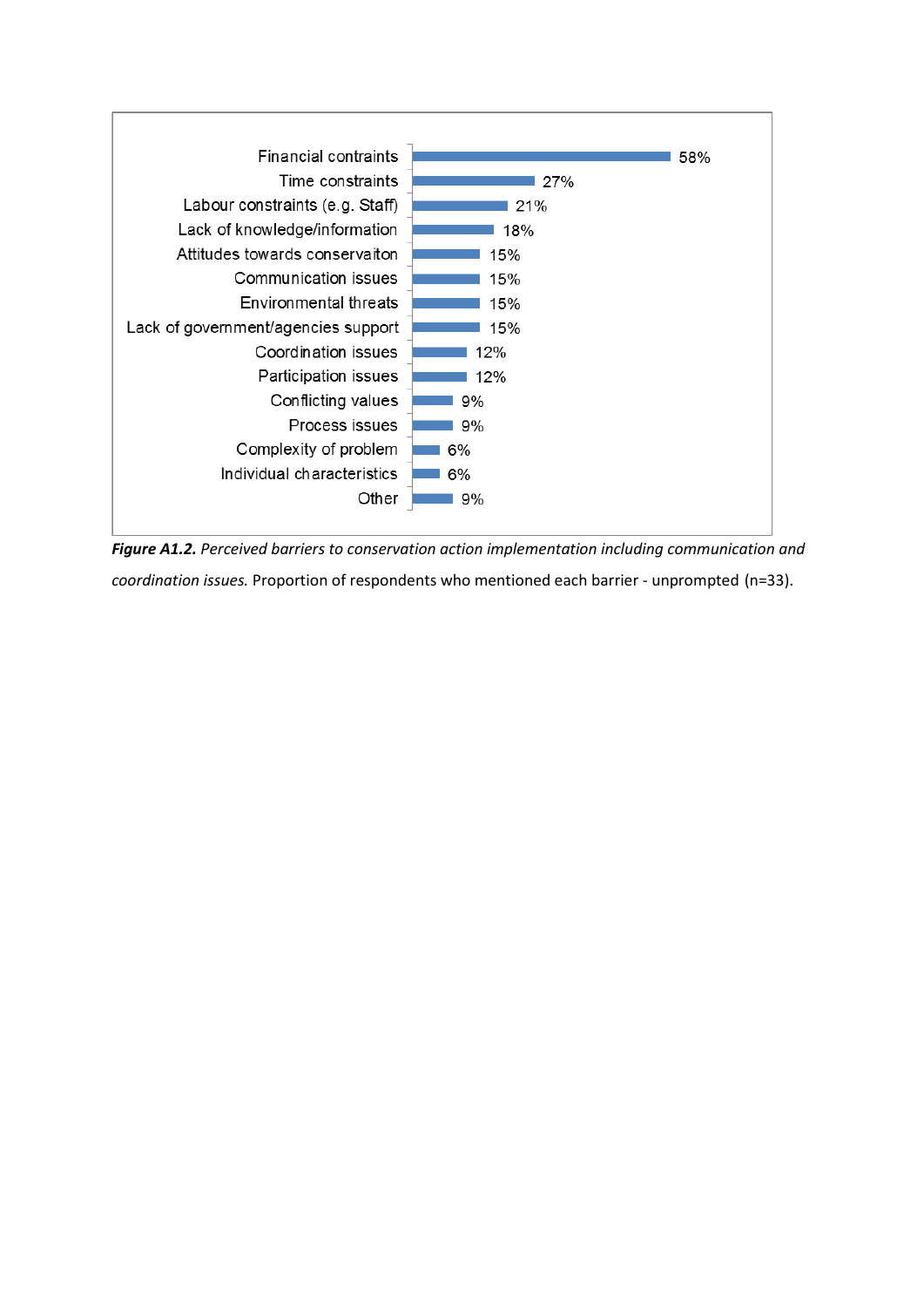Financial contraints 58%
Time constraints 27%
Labour constraints (e.g. Staff) 21%
Lack of knowledge/information 18%
Attitudes towards conservaiton 15%
Communication issues 15%
Environmental threats 15%
Lack of government/agencies support 15%
Coordination issues 12%
Participation issues 12%
Conflicting values 9%
Process issues 9%
Complexity of problem 6%
Individual characteristics 6%
Other 9%

***Figure A1.2.*** *Perceived barriers to conservation action implementation including communication and coordination issues.* Proportion of respondents who mentioned each barrier - unprompted (n=33).